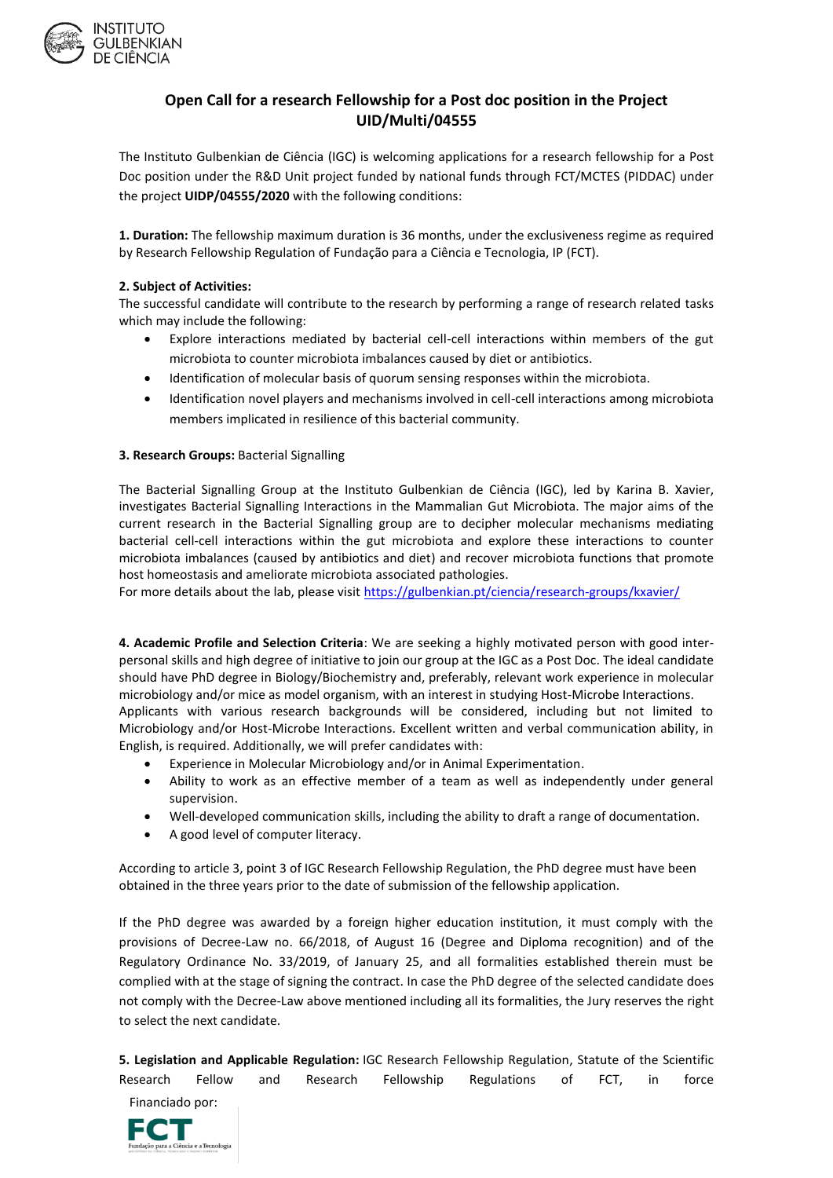## Open Call for a research Fellowship for a Post doc position in the Project UID/Multi/04555

The Instituto Gulbenkian de Ciência (IGC) is welcoming applications for a research fellowship for a Post Doc position under the R&D Unit project funded by national funds through FCT/MCTES (PIDDAC) under the project **UIDP/04555/2020** with the following conditions:

**1. Duration:** The fellowship maximum duration is 36 months, under the exclusiveness regime as required by Research Fellowship Regulation of Fundação para a Ciência e Tecnologia, IP (FCT).

**2. Subject of Activities:**
The successful candidate will contribute to the research by performing a range of research related tasks which may include the following:

- Explore interactions mediated by bacterial cell-cell interactions within members of the gut microbiota to counter microbiota imbalances caused by diet or antibiotics.
- Identification of molecular basis of quorum sensing responses within the microbiota.
- Identification novel players and mechanisms involved in cell-cell interactions among microbiota members implicated in resilience of this bacterial community.

**3. Research Groups:** Bacterial Signalling

The Bacterial Signalling Group at the Instituto Gulbenkian de Ciência (IGC), led by Karina B. Xavier, investigates Bacterial Signalling Interactions in the Mammalian Gut Microbiota. The major aims of the current research in the Bacterial Signalling group are to decipher molecular mechanisms mediating bacterial cell-cell interactions within the gut microbiota and explore these interactions to counter microbiota imbalances (caused by antibiotics and diet) and recover microbiota functions that promote host homeostasis and ameliorate microbiota associated pathologies.
For more details about the lab, please visit https://gulbenkian.pt/ciencia/research-groups/kxavier/

**4. Academic Profile and Selection Criteria**: We are seeking a highly motivated person with good inter-personal skills and high degree of initiative to join our group at the IGC as a Post Doc. The ideal candidate should have PhD degree in Biology/Biochemistry and, preferably, relevant work experience in molecular microbiology and/or mice as model organism, with an interest in studying Host-Microbe Interactions.
Applicants with various research backgrounds will be considered, including but not limited to Microbiology and/or Host-Microbe Interactions. Excellent written and verbal communication ability, in English, is required. Additionally, we will prefer candidates with:

- Experience in Molecular Microbiology and/or in Animal Experimentation.
- Ability to work as an effective member of a team as well as independently under general supervision.
- Well-developed communication skills, including the ability to draft a range of documentation.
- A good level of computer literacy.

According to article 3, point 3 of IGC Research Fellowship Regulation, the PhD degree must have been obtained in the three years prior to the date of submission of the fellowship application.

If the PhD degree was awarded by a foreign higher education institution, it must comply with the provisions of Decree-Law no. 66/2018, of August 16 (Degree and Diploma recognition) and of the Regulatory Ordinance No. 33/2019, of January 25, and all formalities established therein must be complied with at the stage of signing the contract. In case the PhD degree of the selected candidate does not comply with the Decree-Law above mentioned including all its formalities, the Jury reserves the right to select the next candidate.

**5. Legislation and Applicable Regulation:** IGC Research Fellowship Regulation, Statute of the Scientific Research Fellow and Research Fellowship Regulations of FCT, in force

Financiado por: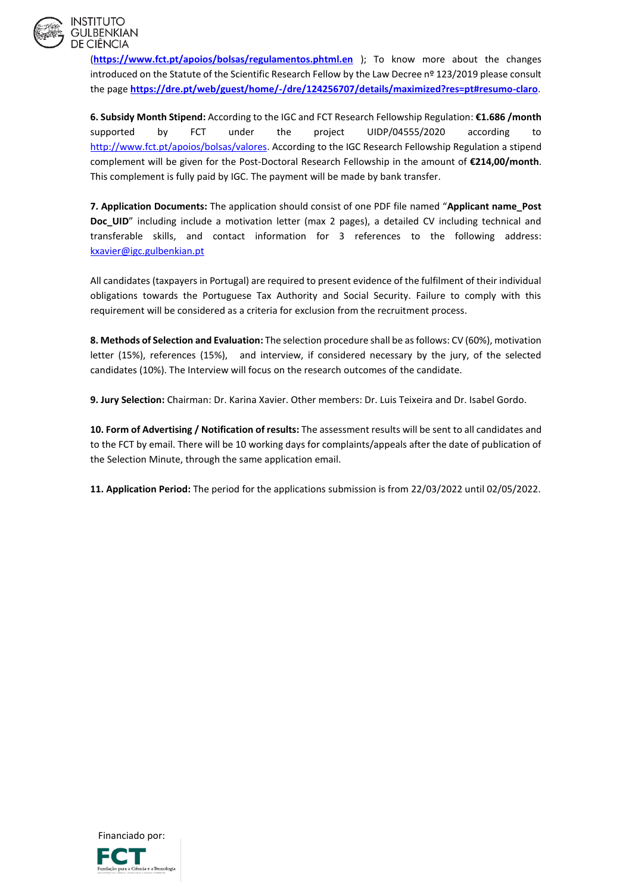(**https://www.fct.pt/apoios/bolsas/regulamentos.phtml.en** ); To know more about the changes introduced on the Statute of the Scientific Research Fellow by the Law Decree nº 123/2019 please consult the page **https://dre.pt/web/guest/home/-/dre/124256707/details/maximized?res=pt#resumo-claro**.

**6. Subsidy Month Stipend:** According to the IGC and FCT Research Fellowship Regulation: **€1.686 /month** supported by FCT under the project UIDP/04555/2020 according to http://www.fct.pt/apoios/bolsas/valores. According to the IGC Research Fellowship Regulation a stipend complement will be given for the Post-Doctoral Research Fellowship in the amount of **€214,00/month**. This complement is fully paid by IGC. The payment will be made by bank transfer.

**7. Application Documents:** The application should consist of one PDF file named "**Applicant name_Post Doc_UID**" including include a motivation letter (max 2 pages), a detailed CV including technical and transferable skills, and contact information for 3 references to the following address: kxavier@igc.gulbenkian.pt

All candidates (taxpayers in Portugal) are required to present evidence of the fulfilment of their individual obligations towards the Portuguese Tax Authority and Social Security. Failure to comply with this requirement will be considered as a criteria for exclusion from the recruitment process.

**8. Methods of Selection and Evaluation:** The selection procedure shall be as follows: CV (60%), motivation letter (15%), references (15%), and interview, if considered necessary by the jury, of the selected candidates (10%). The Interview will focus on the research outcomes of the candidate.

**9. Jury Selection:** Chairman: Dr. Karina Xavier. Other members: Dr. Luis Teixeira and Dr. Isabel Gordo.

**10. Form of Advertising / Notification of results:** The assessment results will be sent to all candidates and to the FCT by email. There will be 10 working days for complaints/appeals after the date of publication of the Selection Minute, through the same application email.

**11. Application Period:** The period for the applications submission is from 22/03/2022 until 02/05/2022.